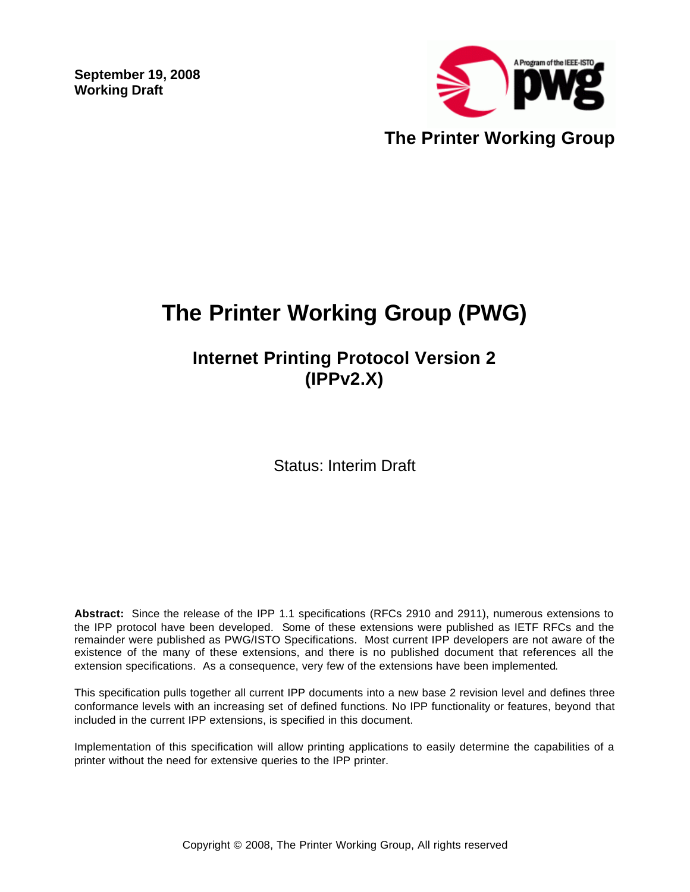**September 19, 2008**
**Working Draft**

**The Printer Working Group**

# The Printer Working Group (PWG)

## Internet Printing Protocol Version 2 (IPPv2.X)

Status: Interim Draft

**Abstract:** Since the release of the IPP 1.1 specifications (RFCs 2910 and 2911), numerous extensions to the IPP protocol have been developed. Some of these extensions were published as IETF RFCs and the remainder were published as PWG/ISTO Specifications. Most current IPP developers are not aware of the existence of the many of these extensions, and there is no published document that references all the extension specifications. As a consequence, very few of the extensions have been implemented.

This specification pulls together all current IPP documents into a new base 2 revision level and defines three conformance levels with an increasing set of defined functions. No IPP functionality or features, beyond that included in the current IPP extensions, is specified in this document.

Implementation of this specification will allow printing applications to easily determine the capabilities of a printer without the need for extensive queries to the IPP printer.

Copyright © 2008, The Printer Working Group, All rights reserved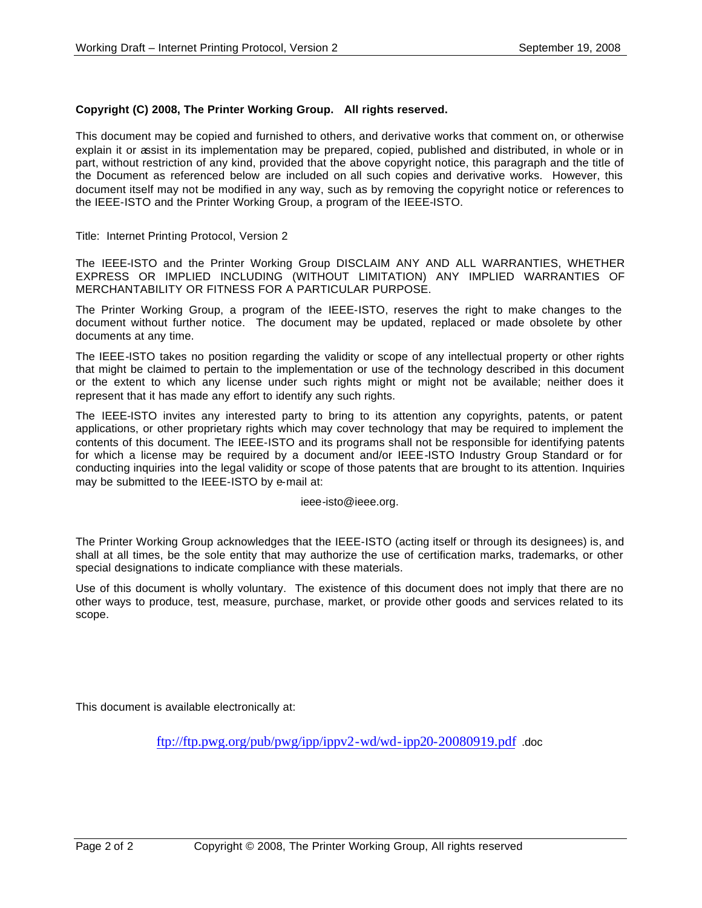**Copyright (C) 2008, The Printer Working Group. All rights reserved.**

This document may be copied and furnished to others, and derivative works that comment on, or otherwise explain it or assist in its implementation may be prepared, copied, published and distributed, in whole or in part, without restriction of any kind, provided that the above copyright notice, this paragraph and the title of the Document as referenced below are included on all such copies and derivative works. However, this document itself may not be modified in any way, such as by removing the copyright notice or references to the IEEE-ISTO and the Printer Working Group, a program of the IEEE-ISTO.

Title: Internet Printing Protocol, Version 2

The IEEE-ISTO and the Printer Working Group DISCLAIM ANY AND ALL WARRANTIES, WHETHER EXPRESS OR IMPLIED INCLUDING (WITHOUT LIMITATION) ANY IMPLIED WARRANTIES OF MERCHANTABILITY OR FITNESS FOR A PARTICULAR PURPOSE.

The Printer Working Group, a program of the IEEE-ISTO, reserves the right to make changes to the document without further notice. The document may be updated, replaced or made obsolete by other documents at any time.

The IEEE-ISTO takes no position regarding the validity or scope of any intellectual property or other rights that might be claimed to pertain to the implementation or use of the technology described in this document or the extent to which any license under such rights might or might not be available; neither does it represent that it has made any effort to identify any such rights.

The IEEE-ISTO invites any interested party to bring to its attention any copyrights, patents, or patent applications, or other proprietary rights which may cover technology that may be required to implement the contents of this document. The IEEE-ISTO and its programs shall not be responsible for identifying patents for which a license may be required by a document and/or IEEE-ISTO Industry Group Standard or for conducting inquiries into the legal validity or scope of those patents that are brought to its attention. Inquiries may be submitted to the IEEE-ISTO by e-mail at:

ieee-isto@ieee.org.

The Printer Working Group acknowledges that the IEEE-ISTO (acting itself or through its designees) is, and shall at all times, be the sole entity that may authorize the use of certification marks, trademarks, or other special designations to indicate compliance with these materials.

Use of this document is wholly voluntary. The existence of this document does not imply that there are no other ways to produce, test, measure, purchase, market, or provide other goods and services related to its scope.

This document is available electronically at:

ftp://ftp.pwg.org/pub/pwg/ipp/ippv2-wd/wd-ipp20-20080919.pdf .doc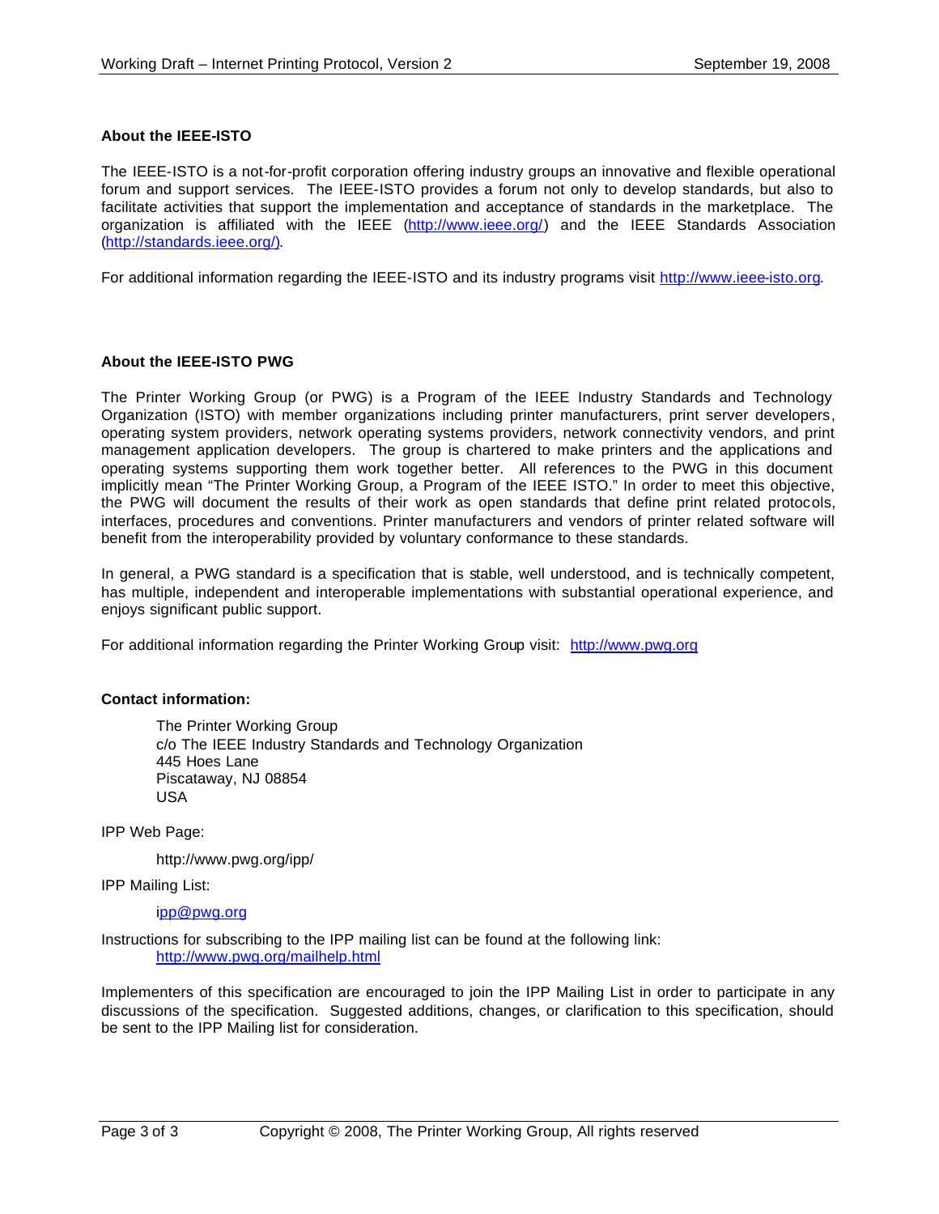**About the IEEE-ISTO**

The IEEE-ISTO is a not-for-profit corporation offering industry groups an innovative and flexible operational forum and support services. The IEEE-ISTO provides a forum not only to develop standards, but also to facilitate activities that support the implementation and acceptance of standards in the marketplace. The organization is affiliated with the IEEE (http://www.ieee.org/) and the IEEE Standards Association (http://standards.ieee.org/).

For additional information regarding the IEEE-ISTO and its industry programs visit http://www.ieee-isto.org.

**About the IEEE-ISTO PWG**

The Printer Working Group (or PWG) is a Program of the IEEE Industry Standards and Technology Organization (ISTO) with member organizations including printer manufacturers, print server developers, operating system providers, network operating systems providers, network connectivity vendors, and print management application developers. The group is chartered to make printers and the applications and operating systems supporting them work together better. All references to the PWG in this document implicitly mean "The Printer Working Group, a Program of the IEEE ISTO." In order to meet this objective, the PWG will document the results of their work as open standards that define print related protocols, interfaces, procedures and conventions. Printer manufacturers and vendors of printer related software will benefit from the interoperability provided by voluntary conformance to these standards.

In general, a PWG standard is a specification that is stable, well understood, and is technically competent, has multiple, independent and interoperable implementations with substantial operational experience, and enjoys significant public support.

For additional information regarding the Printer Working Group visit: http://www.pwg.org

**Contact information:**

The Printer Working Group
c/o The IEEE Industry Standards and Technology Organization
445 Hoes Lane
Piscataway, NJ 08854
USA

IPP Web Page:

http://www.pwg.org/ipp/

IPP Mailing List:

ipp@pwg.org

Instructions for subscribing to the IPP mailing list can be found at the following link:
http://www.pwg.org/mailhelp.html

Implementers of this specification are encouraged to join the IPP Mailing List in order to participate in any discussions of the specification. Suggested additions, changes, or clarification to this specification, should be sent to the IPP Mailing list for consideration.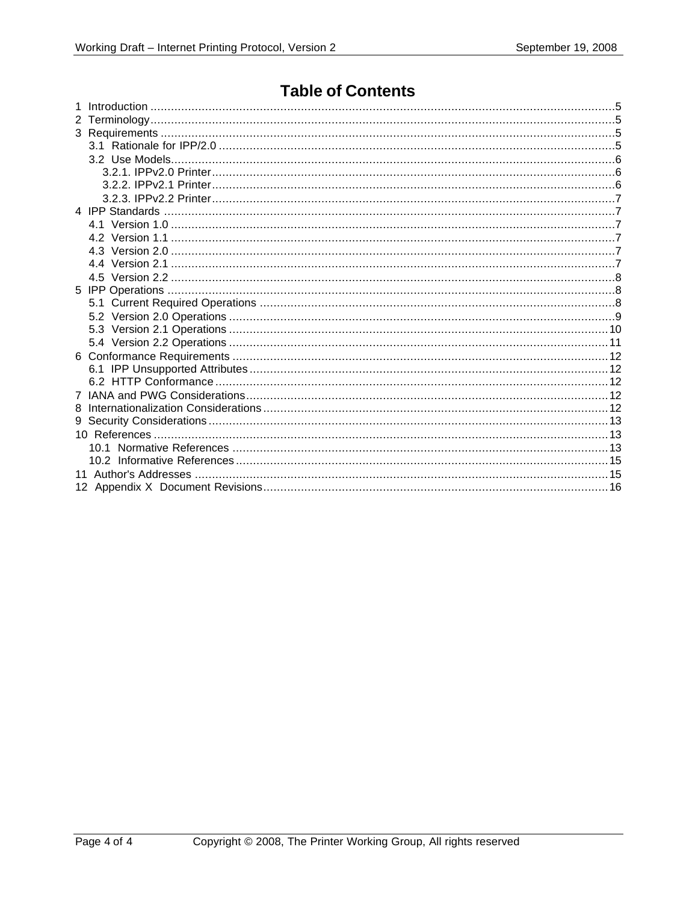# Table of Contents

1 Introduction .......................................................................................................................5
2 Terminology.......................................................................................................................5
3 Requirements ....................................................................................................................5
  3.1 Rationale for IPP/2.0 ...................................................................................................5
  3.2 Use Models...................................................................................................................6
    3.2.1. IPPv2.0 Printer......................................................................................................6
    3.2.2. IPPv2.1 Printer......................................................................................................6
    3.2.3. IPPv2.2 Printer......................................................................................................7
4 IPP Standards ...................................................................................................................7
  4.1 Version 1.0 ..................................................................................................................7
  4.2 Version 1.1 ..................................................................................................................7
  4.3 Version 2.0 ..................................................................................................................7
  4.4 Version 2.1 ..................................................................................................................7
  4.5 Version 2.2 ..................................................................................................................8
5 IPP Operations ..................................................................................................................8
  5.1 Current Required Operations .......................................................................................8
  5.2 Version 2.0 Operations .................................................................................................9
  5.3 Version 2.1 Operations ...............................................................................................10
  5.4 Version 2.2 Operations ...............................................................................................11
6 Conformance Requirements .............................................................................................12
  6.1 IPP Unsupported Attributes .........................................................................................12
  6.2 HTTP Conformance ...................................................................................................12
7 IANA and PWG Considerations..........................................................................................12
8 Internationalization Considerations.....................................................................................12
9 Security Considerations.....................................................................................................13
10 References .....................................................................................................................13
  10.1 Normative References .............................................................................................13
  10.2 Informative References ............................................................................................15
11 Author's Addresses .........................................................................................................15
12 Appendix X Document Revisions....................................................................................16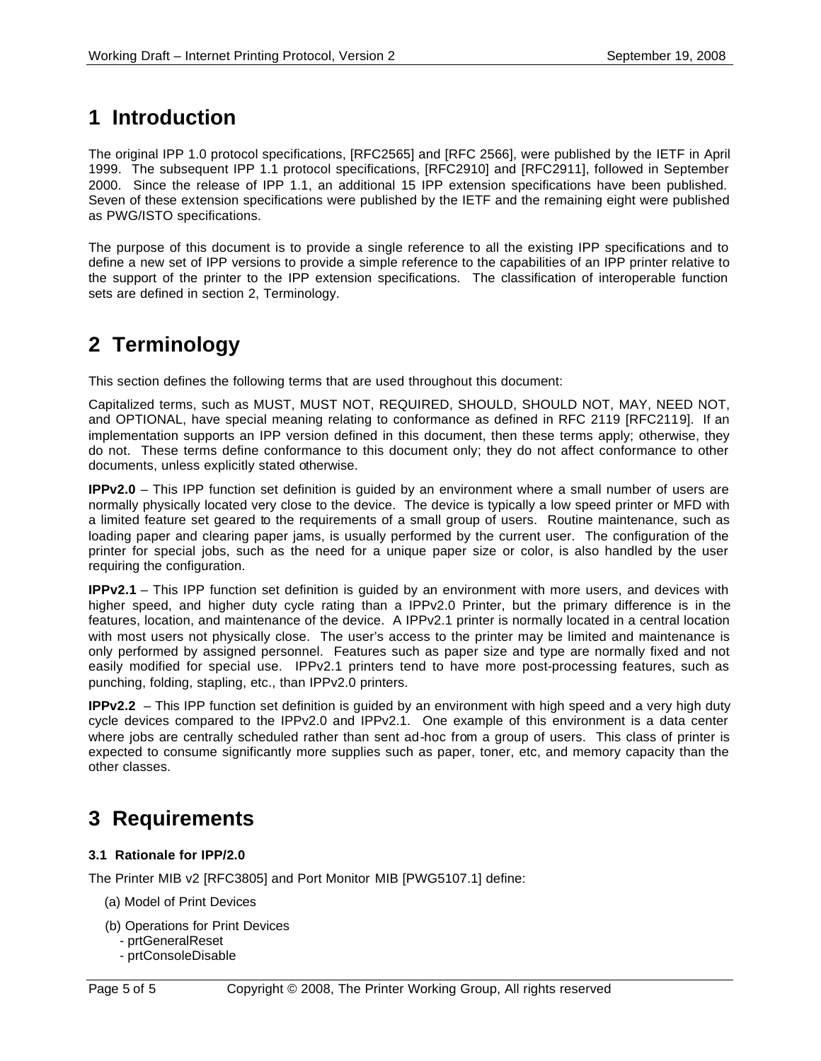# 1 Introduction

The original IPP 1.0 protocol specifications, [RFC2565] and [RFC 2566], were published by the IETF in April 1999. The subsequent IPP 1.1 protocol specifications, [RFC2910] and [RFC2911], followed in September 2000. Since the release of IPP 1.1, an additional 15 IPP extension specifications have been published. Seven of these extension specifications were published by the IETF and the remaining eight were published as PWG/ISTO specifications.

The purpose of this document is to provide a single reference to all the existing IPP specifications and to define a new set of IPP versions to provide a simple reference to the capabilities of an IPP printer relative to the support of the printer to the IPP extension specifications. The classification of interoperable function sets are defined in section 2, Terminology.

# 2 Terminology

This section defines the following terms that are used throughout this document:

Capitalized terms, such as MUST, MUST NOT, REQUIRED, SHOULD, SHOULD NOT, MAY, NEED NOT, and OPTIONAL, have special meaning relating to conformance as defined in RFC 2119 [RFC2119]. If an implementation supports an IPP version defined in this document, then these terms apply; otherwise, they do not. These terms define conformance to this document only; they do not affect conformance to other documents, unless explicitly stated otherwise.

**IPPv2.0** – This IPP function set definition is guided by an environment where a small number of users are normally physically located very close to the device. The device is typically a low speed printer or MFD with a limited feature set geared to the requirements of a small group of users. Routine maintenance, such as loading paper and clearing paper jams, is usually performed by the current user. The configuration of the printer for special jobs, such as the need for a unique paper size or color, is also handled by the user requiring the configuration.

**IPPv2.1** – This IPP function set definition is guided by an environment with more users, and devices with higher speed, and higher duty cycle rating than a IPPv2.0 Printer, but the primary difference is in the features, location, and maintenance of the device. A IPPv2.1 printer is normally located in a central location with most users not physically close. The user's access to the printer may be limited and maintenance is only performed by assigned personnel. Features such as paper size and type are normally fixed and not easily modified for special use. IPPv2.1 printers tend to have more post-processing features, such as punching, folding, stapling, etc., than IPPv2.0 printers.

**IPPv2.2** – This IPP function set definition is guided by an environment with high speed and a very high duty cycle devices compared to the IPPv2.0 and IPPv2.1. One example of this environment is a data center where jobs are centrally scheduled rather than sent ad-hoc from a group of users. This class of printer is expected to consume significantly more supplies such as paper, toner, etc, and memory capacity than the other classes.

# 3 Requirements

### 3.1 Rationale for IPP/2.0

The Printer MIB v2 [RFC3805] and Port Monitor MIB [PWG5107.1] define:

(a) Model of Print Devices

(b) Operations for Print Devices
- prtGeneralReset
- prtConsoleDisable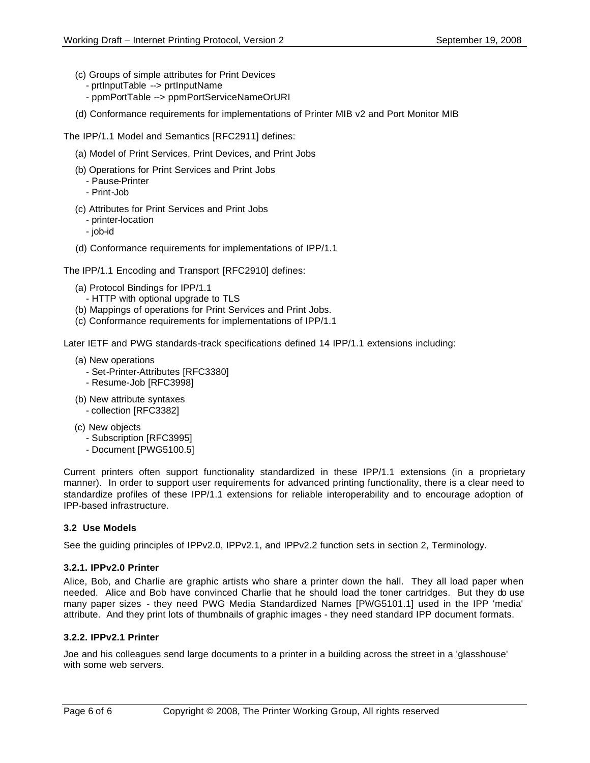(c) Groups of simple attributes for Print Devices
- prtInputTable --> prtInputName
- ppmPortTable --> ppmPortServiceNameOrURI

(d) Conformance requirements for implementations of Printer MIB v2 and Port Monitor MIB

The IPP/1.1 Model and Semantics [RFC2911] defines:

(a) Model of Print Services, Print Devices, and Print Jobs

(b) Operations for Print Services and Print Jobs
- Pause-Printer
- Print-Job

(c) Attributes for Print Services and Print Jobs
- printer-location
- job-id

(d) Conformance requirements for implementations of IPP/1.1

The IPP/1.1 Encoding and Transport [RFC2910] defines:

(a) Protocol Bindings for IPP/1.1
- HTTP with optional upgrade to TLS

(b) Mappings of operations for Print Services and Print Jobs.

(c) Conformance requirements for implementations of IPP/1.1

Later IETF and PWG standards-track specifications defined 14 IPP/1.1 extensions including:

(a) New operations
- Set-Printer-Attributes [RFC3380]
- Resume-Job [RFC3998]

(b) New attribute syntaxes
- collection [RFC3382]

(c) New objects
- Subscription [RFC3995]
- Document [PWG5100.5]

Current printers often support functionality standardized in these IPP/1.1 extensions (in a proprietary manner). In order to support user requirements for advanced printing functionality, there is a clear need to standardize profiles of these IPP/1.1 extensions for reliable interoperability and to encourage adoption of IPP-based infrastructure.

### 3.2 Use Models

See the guiding principles of IPPv2.0, IPPv2.1, and IPPv2.2 function sets in section 2, Terminology.

#### 3.2.1. IPPv2.0 Printer

Alice, Bob, and Charlie are graphic artists who share a printer down the hall. They all load paper when needed. Alice and Bob have convinced Charlie that he should load the toner cartridges. But they do use many paper sizes - they need PWG Media Standardized Names [PWG5101.1] used in the IPP 'media' attribute. And they print lots of thumbnails of graphic images - they need standard IPP document formats.

#### 3.2.2. IPPv2.1 Printer

Joe and his colleagues send large documents to a printer in a building across the street in a 'glasshouse' with some web servers.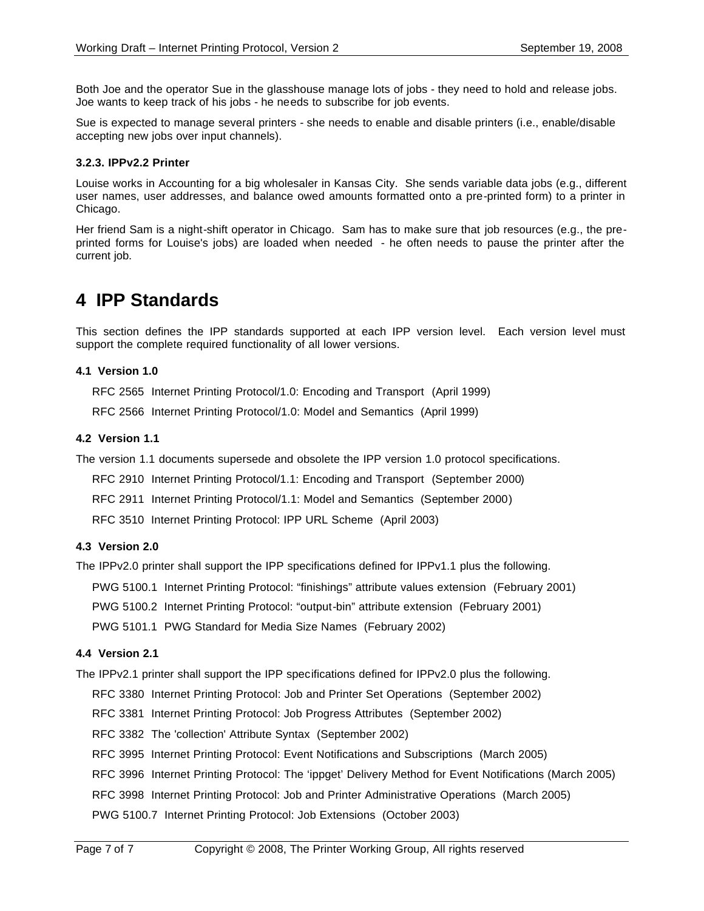Both Joe and the operator Sue in the glasshouse manage lots of jobs - they need to hold and release jobs. Joe wants to keep track of his jobs - he needs to subscribe for job events.

Sue is expected to manage several printers - she needs to enable and disable printers (i.e., enable/disable accepting new jobs over input channels).

#### 3.2.3. IPPv2.2 Printer

Louise works in Accounting for a big wholesaler in Kansas City. She sends variable data jobs (e.g., different user names, user addresses, and balance owed amounts formatted onto a pre-printed form) to a printer in Chicago.

Her friend Sam is a night-shift operator in Chicago. Sam has to make sure that job resources (e.g., the pre-printed forms for Louise's jobs) are loaded when needed - he often needs to pause the printer after the current job.

# 4 IPP Standards

This section defines the IPP standards supported at each IPP version level. Each version level must support the complete required functionality of all lower versions.

#### 4.1 Version 1.0

RFC 2565 Internet Printing Protocol/1.0: Encoding and Transport (April 1999)

RFC 2566 Internet Printing Protocol/1.0: Model and Semantics (April 1999)

#### 4.2 Version 1.1

The version 1.1 documents supersede and obsolete the IPP version 1.0 protocol specifications.

RFC 2910 Internet Printing Protocol/1.1: Encoding and Transport (September 2000)

RFC 2911 Internet Printing Protocol/1.1: Model and Semantics (September 2000)

RFC 3510 Internet Printing Protocol: IPP URL Scheme (April 2003)

#### 4.3 Version 2.0

The IPPv2.0 printer shall support the IPP specifications defined for IPPv1.1 plus the following.

PWG 5100.1 Internet Printing Protocol: “finishings” attribute values extension (February 2001)

PWG 5100.2 Internet Printing Protocol: “output-bin” attribute extension (February 2001)

PWG 5101.1 PWG Standard for Media Size Names (February 2002)

#### 4.4 Version 2.1

The IPPv2.1 printer shall support the IPP specifications defined for IPPv2.0 plus the following.

RFC 3380 Internet Printing Protocol: Job and Printer Set Operations (September 2002)

RFC 3381 Internet Printing Protocol: Job Progress Attributes (September 2002)

RFC 3382 The 'collection' Attribute Syntax (September 2002)

RFC 3995 Internet Printing Protocol: Event Notifications and Subscriptions (March 2005)

RFC 3996 Internet Printing Protocol: The ‘ippget’ Delivery Method for Event Notifications (March 2005)

RFC 3998 Internet Printing Protocol: Job and Printer Administrative Operations (March 2005)

PWG 5100.7 Internet Printing Protocol: Job Extensions (October 2003)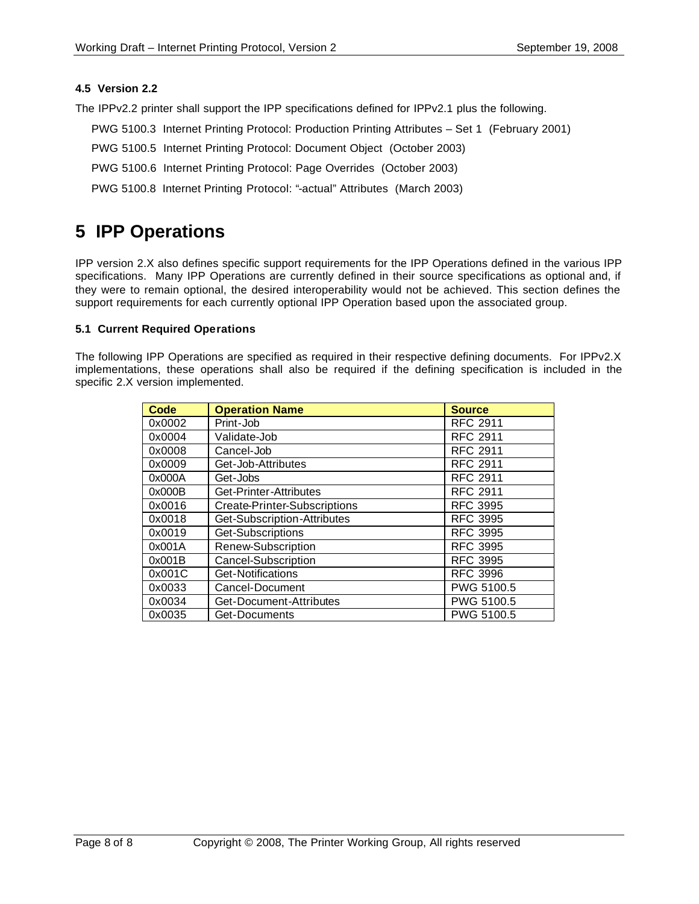### 4.5 Version 2.2

The IPPv2.2 printer shall support the IPP specifications defined for IPPv2.1 plus the following.

PWG 5100.3 Internet Printing Protocol: Production Printing Attributes – Set 1 (February 2001)

PWG 5100.5 Internet Printing Protocol: Document Object (October 2003)

PWG 5100.6 Internet Printing Protocol: Page Overrides (October 2003)

PWG 5100.8 Internet Printing Protocol: "-actual" Attributes (March 2003)

# 5 IPP Operations

IPP version 2.X also defines specific support requirements for the IPP Operations defined in the various IPP specifications. Many IPP Operations are currently defined in their source specifications as optional and, if they were to remain optional, the desired interoperability would not be achieved. This section defines the support requirements for each currently optional IPP Operation based upon the associated group.

### 5.1 Current Required Operations

The following IPP Operations are specified as required in their respective defining documents. For IPPv2.X implementations, these operations shall also be required if the defining specification is included in the specific 2.X version implemented.

| Code | Operation Name | Source |
|---|---|---|
| 0x0002 | Print-Job | RFC 2911 |
| 0x0004 | Validate-Job | RFC 2911 |
| 0x0008 | Cancel-Job | RFC 2911 |
| 0x0009 | Get-Job-Attributes | RFC 2911 |
| 0x000A | Get-Jobs | RFC 2911 |
| 0x000B | Get-Printer-Attributes | RFC 2911 |
| 0x0016 | Create-Printer-Subscriptions | RFC 3995 |
| 0x0018 | Get-Subscription-Attributes | RFC 3995 |
| 0x0019 | Get-Subscriptions | RFC 3995 |
| 0x001A | Renew-Subscription | RFC 3995 |
| 0x001B | Cancel-Subscription | RFC 3995 |
| 0x001C | Get-Notifications | RFC 3996 |
| 0x0033 | Cancel-Document | PWG 5100.5 |
| 0x0034 | Get-Document-Attributes | PWG 5100.5 |
| 0x0035 | Get-Documents | PWG 5100.5 |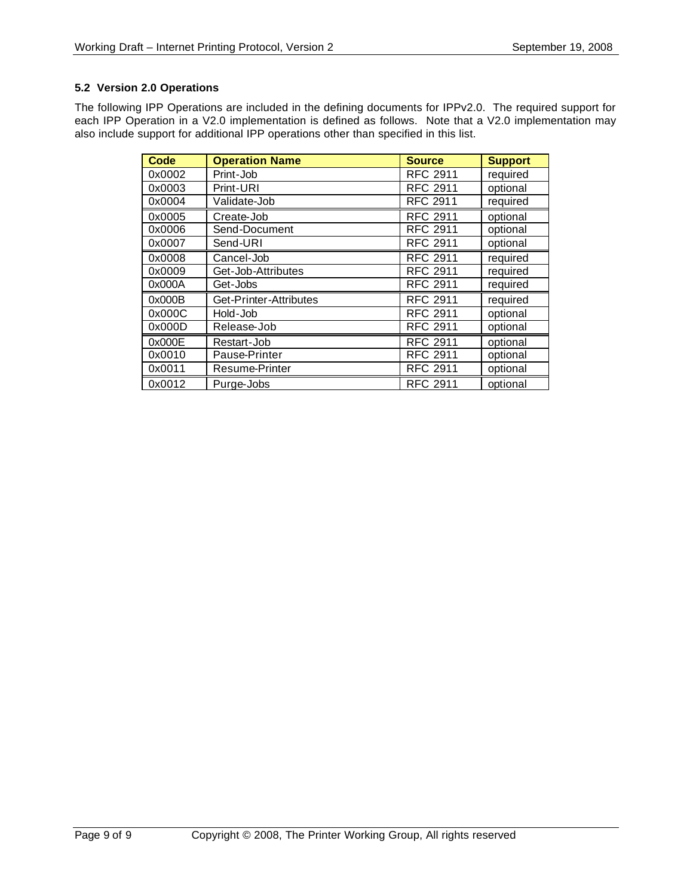### 5.2 Version 2.0 Operations

The following IPP Operations are included in the defining documents for IPPv2.0. The required support for each IPP Operation in a V2.0 implementation is defined as follows. Note that a V2.0 implementation may also include support for additional IPP operations other than specified in this list.

| Code | Operation Name | Source | Support |
|---|---|---|---|
| 0x0002 | Print-Job | RFC 2911 | required |
| 0x0003 | Print-URI | RFC 2911 | optional |
| 0x0004 | Validate-Job | RFC 2911 | required |
| 0x0005 | Create-Job | RFC 2911 | optional |
| 0x0006 | Send-Document | RFC 2911 | optional |
| 0x0007 | Send-URI | RFC 2911 | optional |
| 0x0008 | Cancel-Job | RFC 2911 | required |
| 0x0009 | Get-Job-Attributes | RFC 2911 | required |
| 0x000A | Get-Jobs | RFC 2911 | required |
| 0x000B | Get-Printer-Attributes | RFC 2911 | required |
| 0x000C | Hold-Job | RFC 2911 | optional |
| 0x000D | Release-Job | RFC 2911 | optional |
| 0x000E | Restart-Job | RFC 2911 | optional |
| 0x0010 | Pause-Printer | RFC 2911 | optional |
| 0x0011 | Resume-Printer | RFC 2911 | optional |
| 0x0012 | Purge-Jobs | RFC 2911 | optional |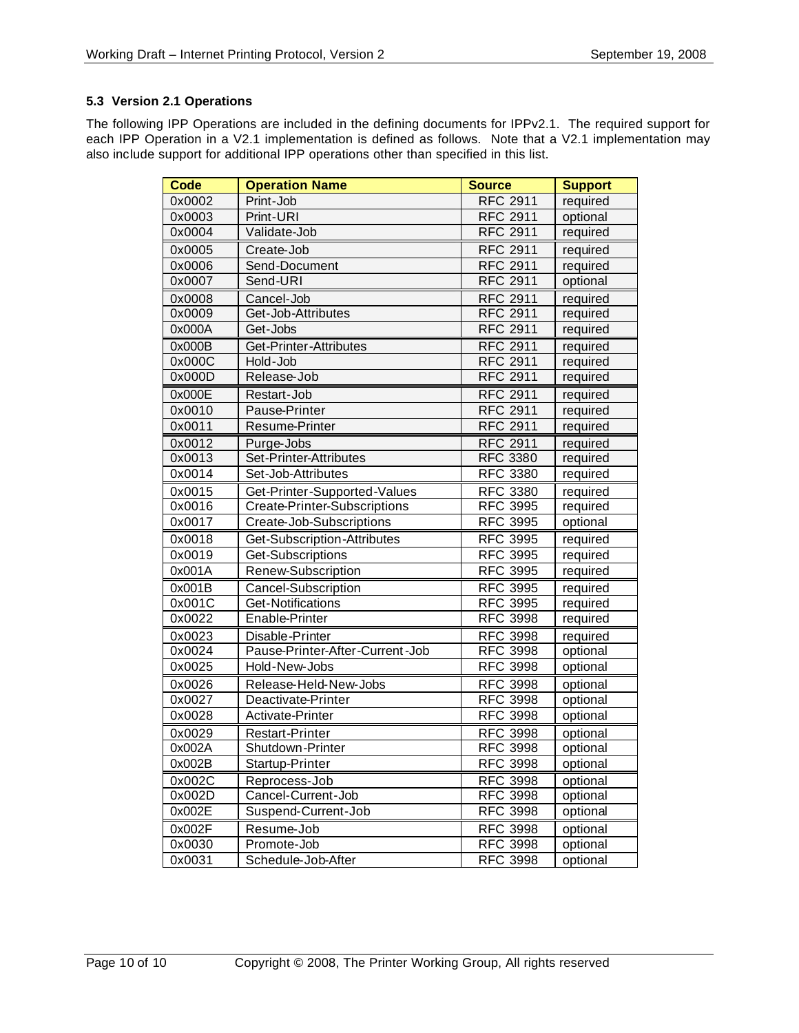### 5.3 Version 2.1 Operations

The following IPP Operations are included in the defining documents for IPPv2.1. The required support for each IPP Operation in a V2.1 implementation is defined as follows. Note that a V2.1 implementation may also include support for additional IPP operations other than specified in this list.

| Code | Operation Name | Source | Support |
|---|---|---|---|
| 0x0002 | Print-Job | RFC 2911 | required |
| 0x0003 | Print-URI | RFC 2911 | optional |
| 0x0004 | Validate-Job | RFC 2911 | required |
| 0x0005 | Create-Job | RFC 2911 | required |
| 0x0006 | Send-Document | RFC 2911 | required |
| 0x0007 | Send-URI | RFC 2911 | optional |
| 0x0008 | Cancel-Job | RFC 2911 | required |
| 0x0009 | Get-Job-Attributes | RFC 2911 | required |
| 0x000A | Get-Jobs | RFC 2911 | required |
| 0x000B | Get-Printer-Attributes | RFC 2911 | required |
| 0x000C | Hold-Job | RFC 2911 | required |
| 0x000D | Release-Job | RFC 2911 | required |
| 0x000E | Restart-Job | RFC 2911 | required |
| 0x0010 | Pause-Printer | RFC 2911 | required |
| 0x0011 | Resume-Printer | RFC 2911 | required |
| 0x0012 | Purge-Jobs | RFC 2911 | required |
| 0x0013 | Set-Printer-Attributes | RFC 3380 | required |
| 0x0014 | Set-Job-Attributes | RFC 3380 | required |
| 0x0015 | Get-Printer-Supported-Values | RFC 3380 | required |
| 0x0016 | Create-Printer-Subscriptions | RFC 3995 | required |
| 0x0017 | Create-Job-Subscriptions | RFC 3995 | optional |
| 0x0018 | Get-Subscription-Attributes | RFC 3995 | required |
| 0x0019 | Get-Subscriptions | RFC 3995 | required |
| 0x001A | Renew-Subscription | RFC 3995 | required |
| 0x001B | Cancel-Subscription | RFC 3995 | required |
| 0x001C | Get-Notifications | RFC 3995 | required |
| 0x0022 | Enable-Printer | RFC 3998 | required |
| 0x0023 | Disable-Printer | RFC 3998 | required |
| 0x0024 | Pause-Printer-After-Current-Job | RFC 3998 | optional |
| 0x0025 | Hold-New-Jobs | RFC 3998 | optional |
| 0x0026 | Release-Held-New-Jobs | RFC 3998 | optional |
| 0x0027 | Deactivate-Printer | RFC 3998 | optional |
| 0x0028 | Activate-Printer | RFC 3998 | optional |
| 0x0029 | Restart-Printer | RFC 3998 | optional |
| 0x002A | Shutdown-Printer | RFC 3998 | optional |
| 0x002B | Startup-Printer | RFC 3998 | optional |
| 0x002C | Reprocess-Job | RFC 3998 | optional |
| 0x002D | Cancel-Current-Job | RFC 3998 | optional |
| 0x002E | Suspend-Current-Job | RFC 3998 | optional |
| 0x002F | Resume-Job | RFC 3998 | optional |
| 0x0030 | Promote-Job | RFC 3998 | optional |
| 0x0031 | Schedule-Job-After | RFC 3998 | optional |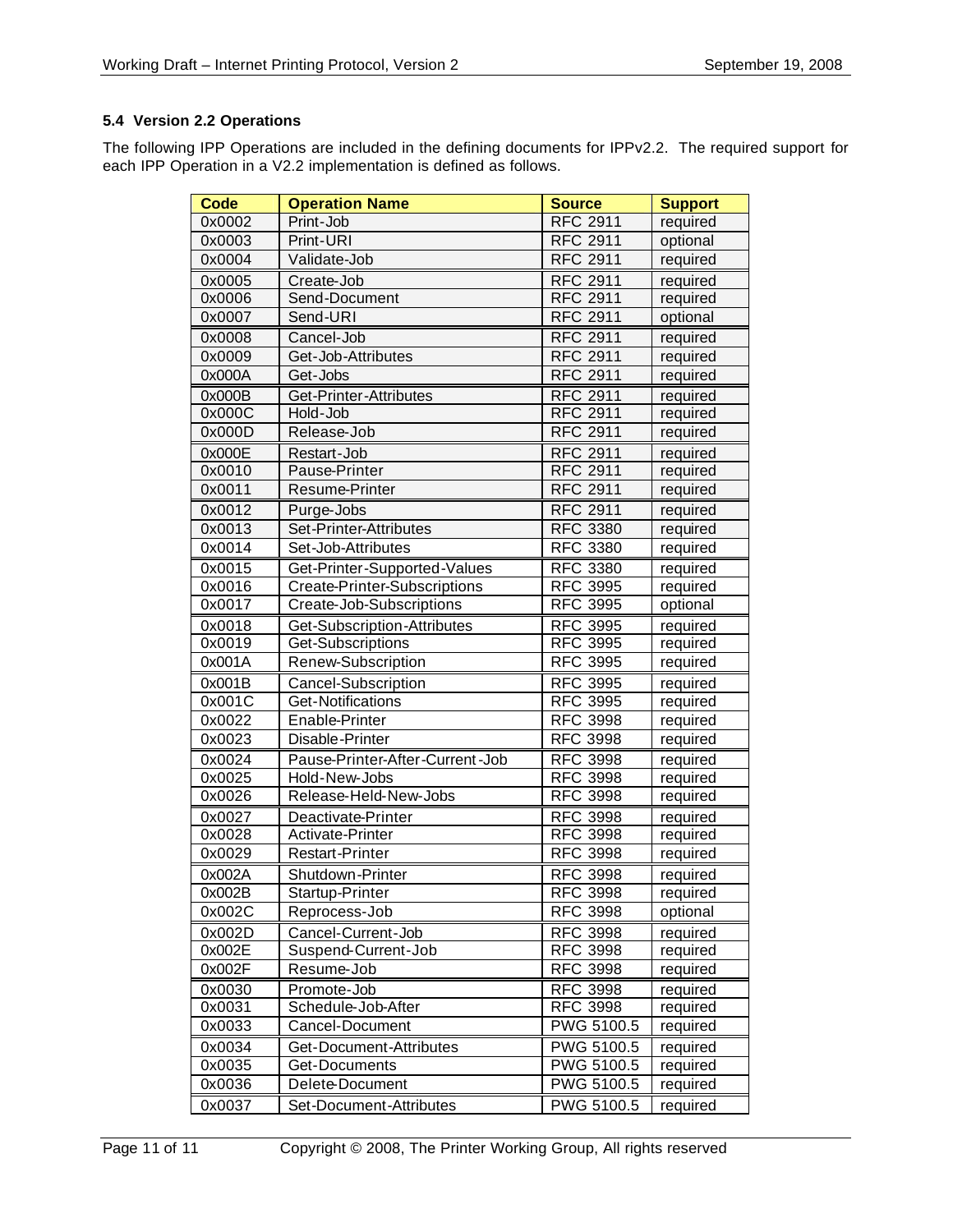### 5.4 Version 2.2 Operations

The following IPP Operations are included in the defining documents for IPPv2.2. The required support for each IPP Operation in a V2.2 implementation is defined as follows.

| Code | Operation Name | Source | Support |
|---|---|---|---|
| 0x0002 | Print-Job | RFC 2911 | required |
| 0x0003 | Print-URI | RFC 2911 | optional |
| 0x0004 | Validate-Job | RFC 2911 | required |
| 0x0005 | Create-Job | RFC 2911 | required |
| 0x0006 | Send-Document | RFC 2911 | required |
| 0x0007 | Send-URI | RFC 2911 | optional |
| 0x0008 | Cancel-Job | RFC 2911 | required |
| 0x0009 | Get-Job-Attributes | RFC 2911 | required |
| 0x000A | Get-Jobs | RFC 2911 | required |
| 0x000B | Get-Printer-Attributes | RFC 2911 | required |
| 0x000C | Hold-Job | RFC 2911 | required |
| 0x000D | Release-Job | RFC 2911 | required |
| 0x000E | Restart-Job | RFC 2911 | required |
| 0x0010 | Pause-Printer | RFC 2911 | required |
| 0x0011 | Resume-Printer | RFC 2911 | required |
| 0x0012 | Purge-Jobs | RFC 2911 | required |
| 0x0013 | Set-Printer-Attributes | RFC 3380 | required |
| 0x0014 | Set-Job-Attributes | RFC 3380 | required |
| 0x0015 | Get-Printer-Supported-Values | RFC 3380 | required |
| 0x0016 | Create-Printer-Subscriptions | RFC 3995 | required |
| 0x0017 | Create-Job-Subscriptions | RFC 3995 | optional |
| 0x0018 | Get-Subscription-Attributes | RFC 3995 | required |
| 0x0019 | Get-Subscriptions | RFC 3995 | required |
| 0x001A | Renew-Subscription | RFC 3995 | required |
| 0x001B | Cancel-Subscription | RFC 3995 | required |
| 0x001C | Get-Notifications | RFC 3995 | required |
| 0x0022 | Enable-Printer | RFC 3998 | required |
| 0x0023 | Disable-Printer | RFC 3998 | required |
| 0x0024 | Pause-Printer-After-Current-Job | RFC 3998 | required |
| 0x0025 | Hold-New-Jobs | RFC 3998 | required |
| 0x0026 | Release-Held-New-Jobs | RFC 3998 | required |
| 0x0027 | Deactivate-Printer | RFC 3998 | required |
| 0x0028 | Activate-Printer | RFC 3998 | required |
| 0x0029 | Restart-Printer | RFC 3998 | required |
| 0x002A | Shutdown-Printer | RFC 3998 | required |
| 0x002B | Startup-Printer | RFC 3998 | required |
| 0x002C | Reprocess-Job | RFC 3998 | optional |
| 0x002D | Cancel-Current-Job | RFC 3998 | required |
| 0x002E | Suspend-Current-Job | RFC 3998 | required |
| 0x002F | Resume-Job | RFC 3998 | required |
| 0x0030 | Promote-Job | RFC 3998 | required |
| 0x0031 | Schedule-Job-After | RFC 3998 | required |
| 0x0033 | Cancel-Document | PWG 5100.5 | required |
| 0x0034 | Get-Document-Attributes | PWG 5100.5 | required |
| 0x0035 | Get-Documents | PWG 5100.5 | required |
| 0x0036 | Delete-Document | PWG 5100.5 | required |
| 0x0037 | Set-Document-Attributes | PWG 5100.5 | required |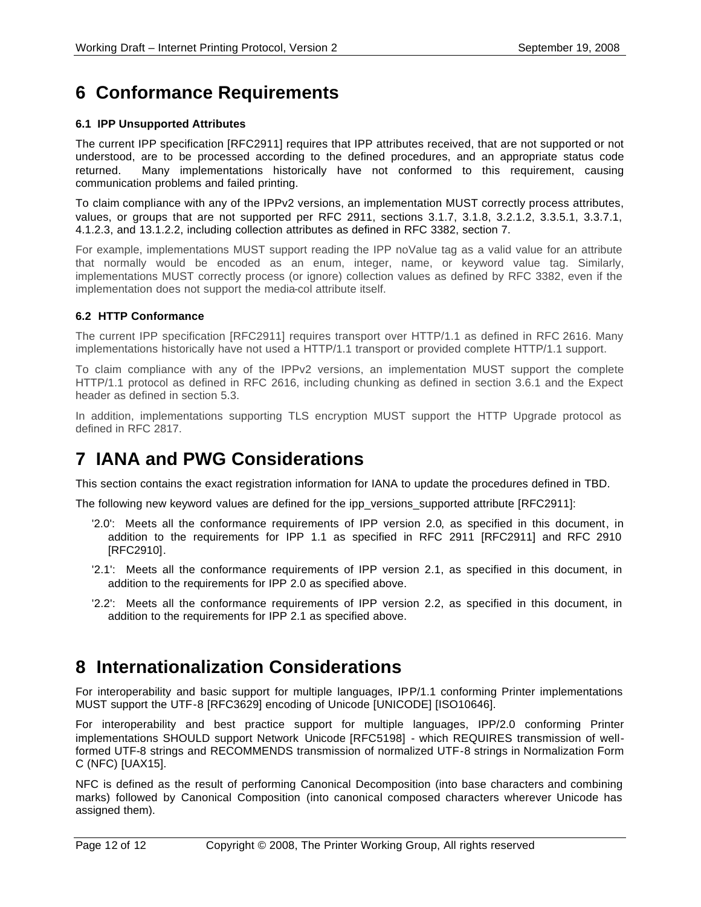# 6 Conformance Requirements

### 6.1 IPP Unsupported Attributes

The current IPP specification [RFC2911] requires that IPP attributes received, that are not supported or not understood, are to be processed according to the defined procedures, and an appropriate status code returned. Many implementations historically have not conformed to this requirement, causing communication problems and failed printing.

To claim compliance with any of the IPPv2 versions, an implementation MUST correctly process attributes, values, or groups that are not supported per RFC 2911, sections 3.1.7, 3.1.8, 3.2.1.2, 3.3.5.1, 3.3.7.1, 4.1.2.3, and 13.1.2.2, including collection attributes as defined in RFC 3382, section 7.

For example, implementations MUST support reading the IPP noValue tag as a valid value for an attribute that normally would be encoded as an enum, integer, name, or keyword value tag. Similarly, implementations MUST correctly process (or ignore) collection values as defined by RFC 3382, even if the implementation does not support the media-col attribute itself.

### 6.2 HTTP Conformance

The current IPP specification [RFC2911] requires transport over HTTP/1.1 as defined in RFC 2616. Many implementations historically have not used a HTTP/1.1 transport or provided complete HTTP/1.1 support.

To claim compliance with any of the IPPv2 versions, an implementation MUST support the complete HTTP/1.1 protocol as defined in RFC 2616, including chunking as defined in section 3.6.1 and the Expect header as defined in section 5.3.

In addition, implementations supporting TLS encryption MUST support the HTTP Upgrade protocol as defined in RFC 2817.

# 7 IANA and PWG Considerations

This section contains the exact registration information for IANA to update the procedures defined in TBD.

The following new keyword values are defined for the ipp_versions_supported attribute [RFC2911]:

- '2.0': Meets all the conformance requirements of IPP version 2.0, as specified in this document, in addition to the requirements for IPP 1.1 as specified in RFC 2911 [RFC2911] and RFC 2910 [RFC2910].
- '2.1': Meets all the conformance requirements of IPP version 2.1, as specified in this document, in addition to the requirements for IPP 2.0 as specified above.
- '2.2': Meets all the conformance requirements of IPP version 2.2, as specified in this document, in addition to the requirements for IPP 2.1 as specified above.

# 8 Internationalization Considerations

For interoperability and basic support for multiple languages, IPP/1.1 conforming Printer implementations MUST support the UTF-8 [RFC3629] encoding of Unicode [UNICODE] [ISO10646].

For interoperability and best practice support for multiple languages, IPP/2.0 conforming Printer implementations SHOULD support Network Unicode [RFC5198] - which REQUIRES transmission of well-formed UTF-8 strings and RECOMMENDS transmission of normalized UTF-8 strings in Normalization Form C (NFC) [UAX15].

NFC is defined as the result of performing Canonical Decomposition (into base characters and combining marks) followed by Canonical Composition (into canonical composed characters wherever Unicode has assigned them).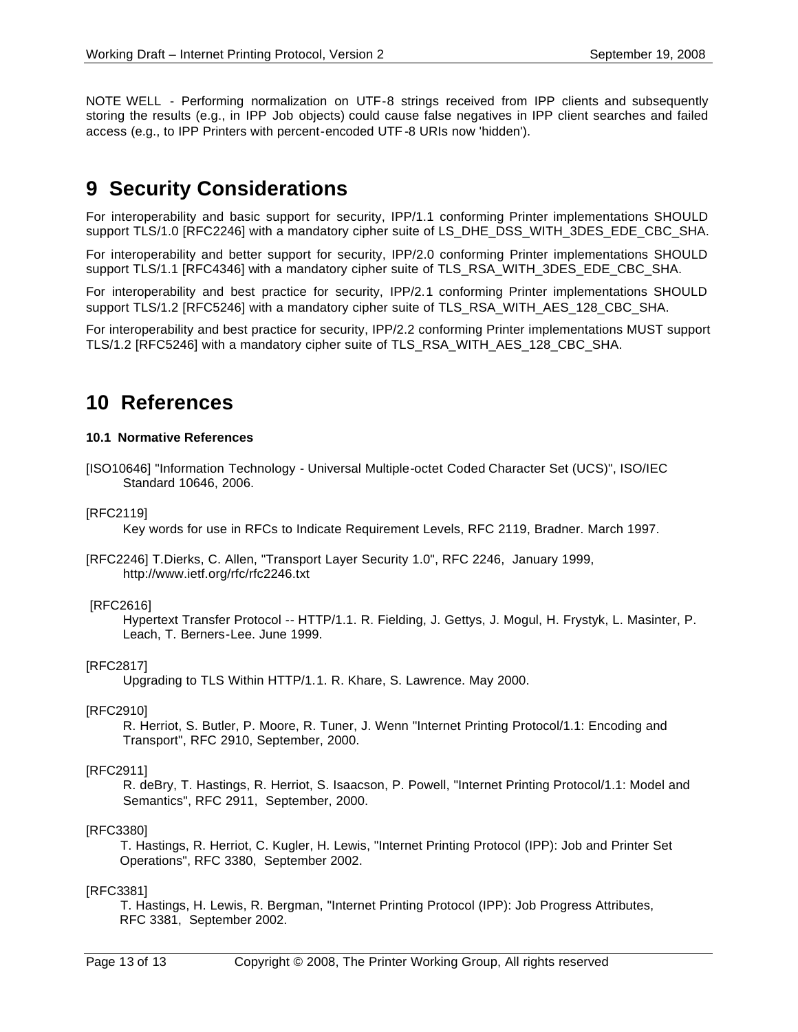NOTE WELL - Performing normalization on UTF-8 strings received from IPP clients and subsequently storing the results (e.g., in IPP Job objects) could cause false negatives in IPP client searches and failed access (e.g., to IPP Printers with percent-encoded UTF-8 URIs now 'hidden').

# 9 Security Considerations

For interoperability and basic support for security, IPP/1.1 conforming Printer implementations SHOULD support TLS/1.0 [RFC2246] with a mandatory cipher suite of LS_DHE_DSS_WITH_3DES_EDE_CBC_SHA.

For interoperability and better support for security, IPP/2.0 conforming Printer implementations SHOULD support TLS/1.1 [RFC4346] with a mandatory cipher suite of TLS_RSA_WITH_3DES_EDE_CBC_SHA.

For interoperability and best practice for security, IPP/2.1 conforming Printer implementations SHOULD support TLS/1.2 [RFC5246] with a mandatory cipher suite of TLS_RSA_WITH_AES_128_CBC_SHA.

For interoperability and best practice for security, IPP/2.2 conforming Printer implementations MUST support TLS/1.2 [RFC5246] with a mandatory cipher suite of TLS_RSA_WITH_AES_128_CBC_SHA.

# 10 References

### 10.1 Normative References

[ISO10646] "Information Technology - Universal Multiple-octet Coded Character Set (UCS)", ISO/IEC Standard 10646, 2006.

[RFC2119]
Key words for use in RFCs to Indicate Requirement Levels, RFC 2119, Bradner. March 1997.

[RFC2246] T.Dierks, C. Allen, "Transport Layer Security 1.0", RFC 2246, January 1999, http://www.ietf.org/rfc/rfc2246.txt

[RFC2616]
Hypertext Transfer Protocol -- HTTP/1.1. R. Fielding, J. Gettys, J. Mogul, H. Frystyk, L. Masinter, P. Leach, T. Berners-Lee. June 1999.

[RFC2817]
Upgrading to TLS Within HTTP/1.1. R. Khare, S. Lawrence. May 2000.

[RFC2910]
R. Herriot, S. Butler, P. Moore, R. Tuner, J. Wenn "Internet Printing Protocol/1.1: Encoding and Transport", RFC 2910, September, 2000.

[RFC2911]
R. deBry, T. Hastings, R. Herriot, S. Isaacson, P. Powell, "Internet Printing Protocol/1.1: Model and Semantics", RFC 2911, September, 2000.

[RFC3380]
T. Hastings, R. Herriot, C. Kugler, H. Lewis, "Internet Printing Protocol (IPP): Job and Printer Set Operations", RFC 3380, September 2002.

[RFC3381]
T. Hastings, H. Lewis, R. Bergman, "Internet Printing Protocol (IPP): Job Progress Attributes, RFC 3381, September 2002.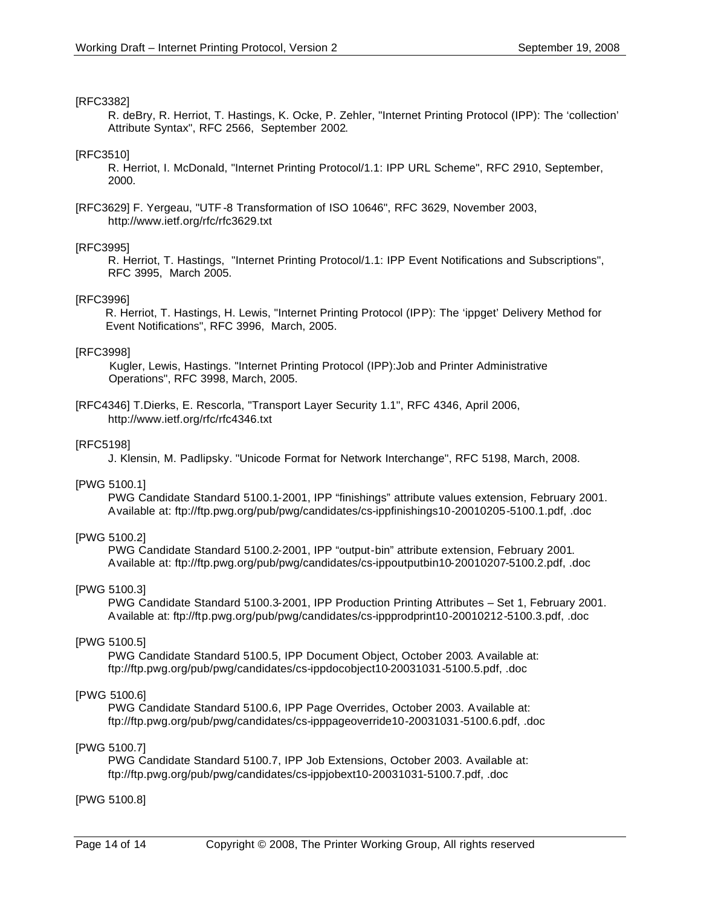[RFC3382]

R. deBry, R. Herriot, T. Hastings, K. Ocke, P. Zehler, "Internet Printing Protocol (IPP): The 'collection' Attribute Syntax", RFC 2566, September 2002.

[RFC3510]

R. Herriot, I. McDonald, "Internet Printing Protocol/1.1: IPP URL Scheme", RFC 2910, September, 2000.

[RFC3629] F. Yergeau, "UTF-8 Transformation of ISO 10646", RFC 3629, November 2003, http://www.ietf.org/rfc/rfc3629.txt

[RFC3995]

R. Herriot, T. Hastings, "Internet Printing Protocol/1.1: IPP Event Notifications and Subscriptions", RFC 3995, March 2005.

[RFC3996]

R. Herriot, T. Hastings, H. Lewis, "Internet Printing Protocol (IPP): The 'ippget' Delivery Method for Event Notifications", RFC 3996, March, 2005.

[RFC3998]

Kugler, Lewis, Hastings. "Internet Printing Protocol (IPP):Job and Printer Administrative Operations", RFC 3998, March, 2005.

[RFC4346] T.Dierks, E. Rescorla, "Transport Layer Security 1.1", RFC 4346, April 2006, http://www.ietf.org/rfc/rfc4346.txt

[RFC5198]

J. Klensin, M. Padlipsky. "Unicode Format for Network Interchange", RFC 5198, March, 2008.

[PWG 5100.1]

PWG Candidate Standard 5100.1-2001, IPP "finishings" attribute values extension, February 2001. Available at: ftp://ftp.pwg.org/pub/pwg/candidates/cs-ippfinishings10-20010205-5100.1.pdf, .doc

[PWG 5100.2]

PWG Candidate Standard 5100.2-2001, IPP "output-bin" attribute extension, February 2001. Available at: ftp://ftp.pwg.org/pub/pwg/candidates/cs-ippoutputbin10-20010207-5100.2.pdf, .doc

[PWG 5100.3]

PWG Candidate Standard 5100.3-2001, IPP Production Printing Attributes – Set 1, February 2001. Available at: ftp://ftp.pwg.org/pub/pwg/candidates/cs-ippprodprint10-20010212-5100.3.pdf, .doc

[PWG 5100.5]

PWG Candidate Standard 5100.5, IPP Document Object, October 2003. Available at: ftp://ftp.pwg.org/pub/pwg/candidates/cs-ippdocobject10-20031031-5100.5.pdf, .doc

[PWG 5100.6]

PWG Candidate Standard 5100.6, IPP Page Overrides, October 2003. Available at: ftp://ftp.pwg.org/pub/pwg/candidates/cs-ipppageoverride10-20031031-5100.6.pdf, .doc

[PWG 5100.7]

PWG Candidate Standard 5100.7, IPP Job Extensions, October 2003. Available at: ftp://ftp.pwg.org/pub/pwg/candidates/cs-ippjobext10-20031031-5100.7.pdf, .doc

[PWG 5100.8]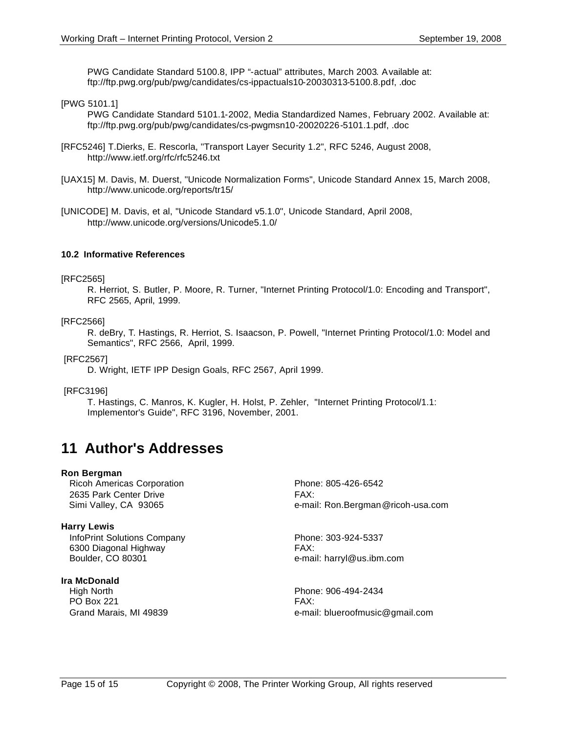PWG Candidate Standard 5100.8, IPP "-actual" attributes, March 2003. Available at: ftp://ftp.pwg.org/pub/pwg/candidates/cs-ippactuals10-20030313-5100.8.pdf, .doc

[PWG 5101.1]

PWG Candidate Standard 5101.1-2002, Media Standardized Names, February 2002. Available at: ftp://ftp.pwg.org/pub/pwg/candidates/cs-pwgmsn10-20020226-5101.1.pdf, .doc

[RFC5246] T.Dierks, E. Rescorla, "Transport Layer Security 1.2", RFC 5246, August 2008, http://www.ietf.org/rfc/rfc5246.txt

[UAX15] M. Davis, M. Duerst, "Unicode Normalization Forms", Unicode Standard Annex 15, March 2008, http://www.unicode.org/reports/tr15/

[UNICODE] M. Davis, et al, "Unicode Standard v5.1.0", Unicode Standard, April 2008, http://www.unicode.org/versions/Unicode5.1.0/

### 10.2 Informative References

[RFC2565]

R. Herriot, S. Butler, P. Moore, R. Turner, "Internet Printing Protocol/1.0: Encoding and Transport", RFC 2565, April, 1999.

[RFC2566]

R. deBry, T. Hastings, R. Herriot, S. Isaacson, P. Powell, "Internet Printing Protocol/1.0: Model and Semantics", RFC 2566, April, 1999.

[RFC2567]

D. Wright, IETF IPP Design Goals, RFC 2567, April 1999.

[RFC3196]

T. Hastings, C. Manros, K. Kugler, H. Holst, P. Zehler, "Internet Printing Protocol/1.1: Implementor's Guide", RFC 3196, November, 2001.

# 11 Author's Addresses

**Ron Bergman**
Ricoh Americas Corporation
2635 Park Center Drive
Simi Valley, CA 93065
Phone: 805-426-6542
FAX:
e-mail: Ron.Bergman@ricoh-usa.com

**Harry Lewis**
InfoPrint Solutions Company
6300 Diagonal Highway
Boulder, CO 80301
Phone: 303-924-5337
FAX:
e-mail: harryl@us.ibm.com

**Ira McDonald**
High North
PO Box 221
Grand Marais, MI 49839
Phone: 906-494-2434
FAX:
e-mail: blueroofmusic@gmail.com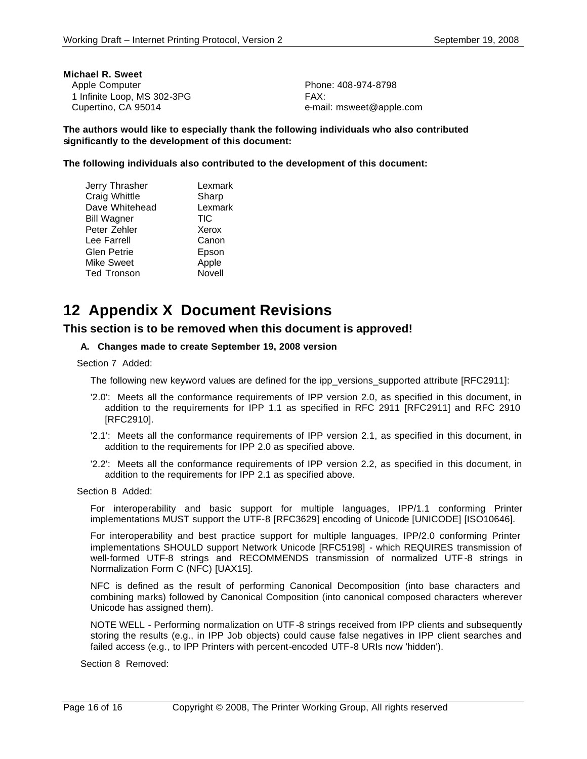**Michael R. Sweet**
Apple Computer
1 Infinite Loop, MS 302-3PG
Cupertino, CA 95014

Phone: 408-974-8798
FAX:
e-mail: msweet@apple.com

**The authors would like to especially thank the following individuals who also contributed significantly to the development of this document:**

**The following individuals also contributed to the development of this document:**

| | |
|---|---|
| Jerry Thrasher | Lexmark |
| Craig Whittle | Sharp |
| Dave Whitehead | Lexmark |
| Bill Wagner | TIC |
| Peter Zehler | Xerox |
| Lee Farrell | Canon |
| Glen Petrie | Epson |
| Mike Sweet | Apple |
| Ted Tronson | Novell |

# 12 Appendix X Document Revisions

## This section is to be removed when this document is approved!

### A. Changes made to create September 19, 2008 version

Section 7 Added:

The following new keyword values are defined for the ipp_versions_supported attribute [RFC2911]:

'2.0': Meets all the conformance requirements of IPP version 2.0, as specified in this document, in addition to the requirements for IPP 1.1 as specified in RFC 2911 [RFC2911] and RFC 2910 [RFC2910].

'2.1': Meets all the conformance requirements of IPP version 2.1, as specified in this document, in addition to the requirements for IPP 2.0 as specified above.

'2.2': Meets all the conformance requirements of IPP version 2.2, as specified in this document, in addition to the requirements for IPP 2.1 as specified above.

Section 8 Added:

For interoperability and basic support for multiple languages, IPP/1.1 conforming Printer implementations MUST support the UTF-8 [RFC3629] encoding of Unicode [UNICODE] [ISO10646].

For interoperability and best practice support for multiple languages, IPP/2.0 conforming Printer implementations SHOULD support Network Unicode [RFC5198] - which REQUIRES transmission of well-formed UTF-8 strings and RECOMMENDS transmission of normalized UTF-8 strings in Normalization Form C (NFC) [UAX15].

NFC is defined as the result of performing Canonical Decomposition (into base characters and combining marks) followed by Canonical Composition (into canonical composed characters wherever Unicode has assigned them).

NOTE WELL - Performing normalization on UTF-8 strings received from IPP clients and subsequently storing the results (e.g., in IPP Job objects) could cause false negatives in IPP client searches and failed access (e.g., to IPP Printers with percent-encoded UTF-8 URIs now 'hidden').

Section 8 Removed: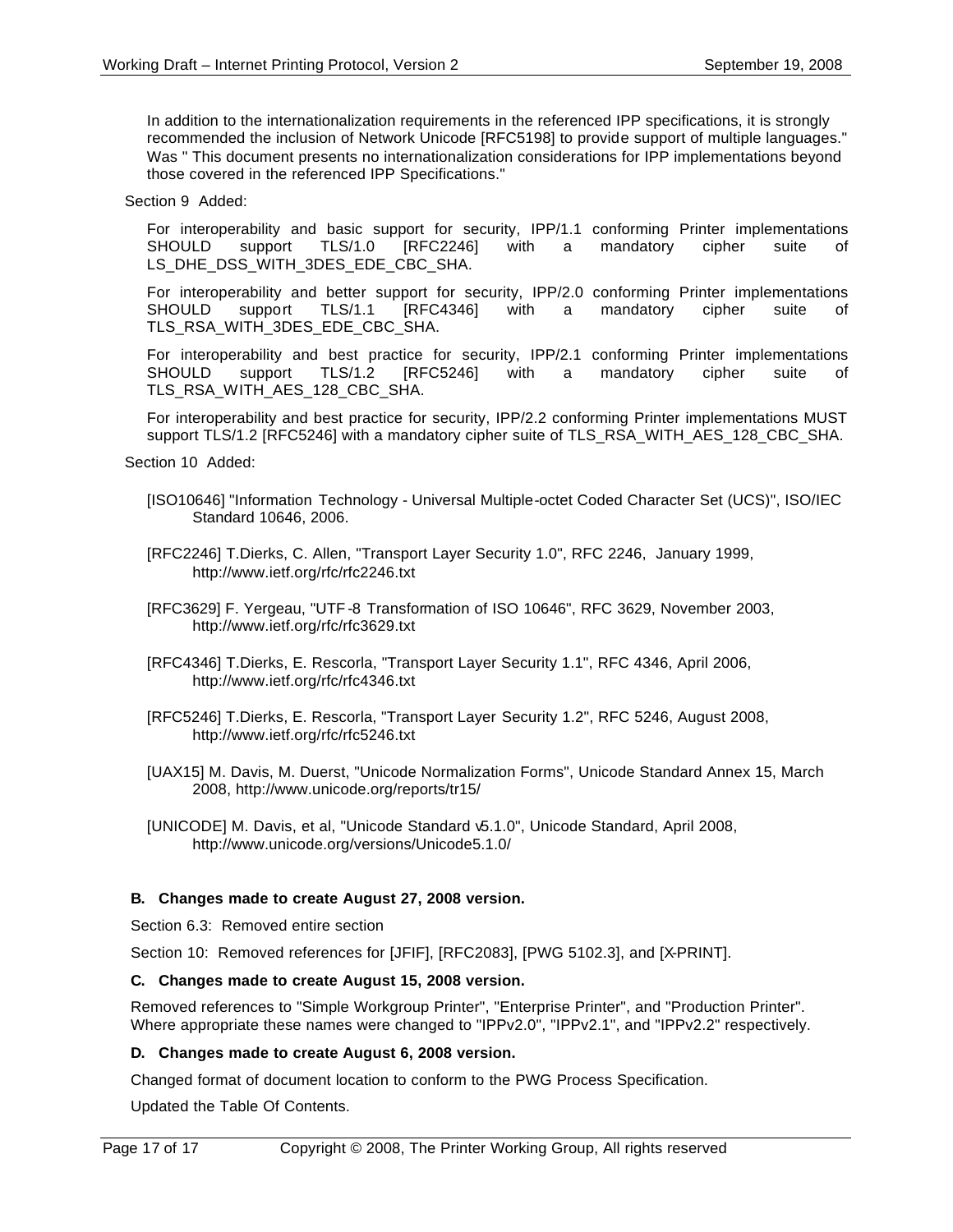In addition to the internationalization requirements in the referenced IPP specifications, it is strongly recommended the inclusion of Network Unicode [RFC5198] to provide support of multiple languages." Was " This document presents no internationalization considerations for IPP implementations beyond those covered in the referenced IPP Specifications."

Section 9 Added:

For interoperability and basic support for security, IPP/1.1 conforming Printer implementations SHOULD support TLS/1.0 [RFC2246] with a mandatory cipher suite of LS_DHE_DSS_WITH_3DES_EDE_CBC_SHA.

For interoperability and better support for security, IPP/2.0 conforming Printer implementations SHOULD support TLS/1.1 [RFC4346] with a mandatory cipher suite of TLS_RSA_WITH_3DES_EDE_CBC_SHA.

For interoperability and best practice for security, IPP/2.1 conforming Printer implementations SHOULD support TLS/1.2 [RFC5246] with a mandatory cipher suite of TLS_RSA_WITH_AES_128_CBC_SHA.

For interoperability and best practice for security, IPP/2.2 conforming Printer implementations MUST support TLS/1.2 [RFC5246] with a mandatory cipher suite of TLS_RSA_WITH_AES_128_CBC_SHA.

Section 10 Added:

[ISO10646] "Information Technology - Universal Multiple-octet Coded Character Set (UCS)", ISO/IEC Standard 10646, 2006.

[RFC2246] T.Dierks, C. Allen, "Transport Layer Security 1.0", RFC 2246, January 1999, http://www.ietf.org/rfc/rfc2246.txt

[RFC3629] F. Yergeau, "UTF-8 Transformation of ISO 10646", RFC 3629, November 2003, http://www.ietf.org/rfc/rfc3629.txt

[RFC4346] T.Dierks, E. Rescorla, "Transport Layer Security 1.1", RFC 4346, April 2006, http://www.ietf.org/rfc/rfc4346.txt

[RFC5246] T.Dierks, E. Rescorla, "Transport Layer Security 1.2", RFC 5246, August 2008, http://www.ietf.org/rfc/rfc5246.txt

[UAX15] M. Davis, M. Duerst, "Unicode Normalization Forms", Unicode Standard Annex 15, March 2008, http://www.unicode.org/reports/tr15/

[UNICODE] M. Davis, et al, "Unicode Standard v5.1.0", Unicode Standard, April 2008, http://www.unicode.org/versions/Unicode5.1.0/

**B. Changes made to create August 27, 2008 version.**

Section 6.3: Removed entire section

Section 10: Removed references for [JFIF], [RFC2083], [PWG 5102.3], and [X-PRINT].

**C. Changes made to create August 15, 2008 version.**

Removed references to "Simple Workgroup Printer", "Enterprise Printer", and "Production Printer". Where appropriate these names were changed to "IPPv2.0", "IPPv2.1", and "IPPv2.2" respectively.

**D. Changes made to create August 6, 2008 version.**

Changed format of document location to conform to the PWG Process Specification.

Updated the Table Of Contents.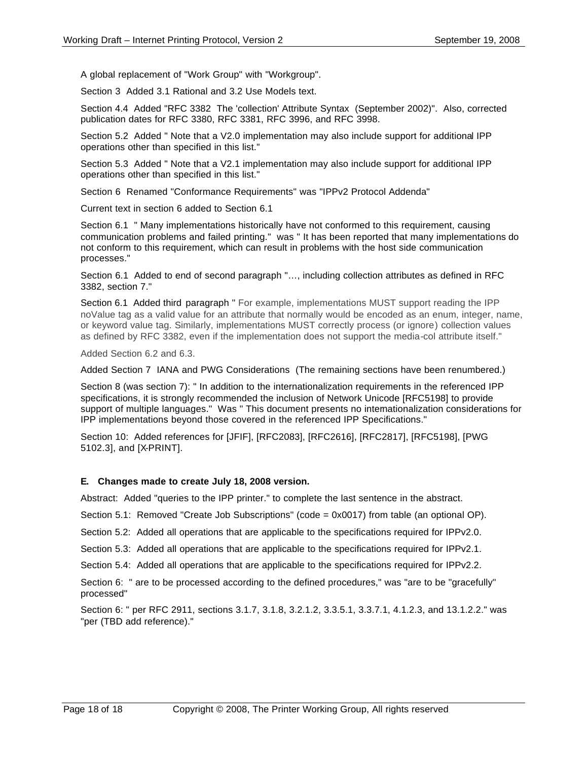A global replacement of "Work Group" with "Workgroup".

Section 3 Added 3.1 Rational and 3.2 Use Models text.

Section 4.4 Added "RFC 3382 The 'collection' Attribute Syntax (September 2002)". Also, corrected publication dates for RFC 3380, RFC 3381, RFC 3996, and RFC 3998.

Section 5.2 Added " Note that a V2.0 implementation may also include support for additional IPP operations other than specified in this list."

Section 5.3 Added " Note that a V2.1 implementation may also include support for additional IPP operations other than specified in this list."

Section 6 Renamed "Conformance Requirements" was "IPPv2 Protocol Addenda"

Current text in section 6 added to Section 6.1

Section 6.1 " Many implementations historically have not conformed to this requirement, causing communication problems and failed printing." was " It has been reported that many implementations do not conform to this requirement, which can result in problems with the host side communication processes."

Section 6.1 Added to end of second paragraph "…, including collection attributes as defined in RFC 3382, section 7."

Section 6.1 Added third paragraph " For example, implementations MUST support reading the IPP noValue tag as a valid value for an attribute that normally would be encoded as an enum, integer, name, or keyword value tag. Similarly, implementations MUST correctly process (or ignore) collection values as defined by RFC 3382, even if the implementation does not support the media-col attribute itself."

Added Section 6.2 and 6.3.

Added Section 7 IANA and PWG Considerations (The remaining sections have been renumbered.)

Section 8 (was section 7): " In addition to the internationalization requirements in the referenced IPP specifications, it is strongly recommended the inclusion of Network Unicode [RFC5198] to provide support of multiple languages." Was " This document presents no internationalization considerations for IPP implementations beyond those covered in the referenced IPP Specifications."

Section 10: Added references for [JFIF], [RFC2083], [RFC2616], [RFC2817], [RFC5198], [PWG 5102.3], and [X-PRINT].

**E. Changes made to create July 18, 2008 version.**

Abstract: Added "queries to the IPP printer." to complete the last sentence in the abstract.

Section 5.1: Removed "Create Job Subscriptions" (code = 0x0017) from table (an optional OP).

Section 5.2: Added all operations that are applicable to the specifications required for IPPv2.0.

Section 5.3: Added all operations that are applicable to the specifications required for IPPv2.1.

Section 5.4: Added all operations that are applicable to the specifications required for IPPv2.2.

Section 6: " are to be processed according to the defined procedures," was "are to be "gracefully" processed"

Section 6: " per RFC 2911, sections 3.1.7, 3.1.8, 3.2.1.2, 3.3.5.1, 3.3.7.1, 4.1.2.3, and 13.1.2.2." was "per (TBD add reference)."